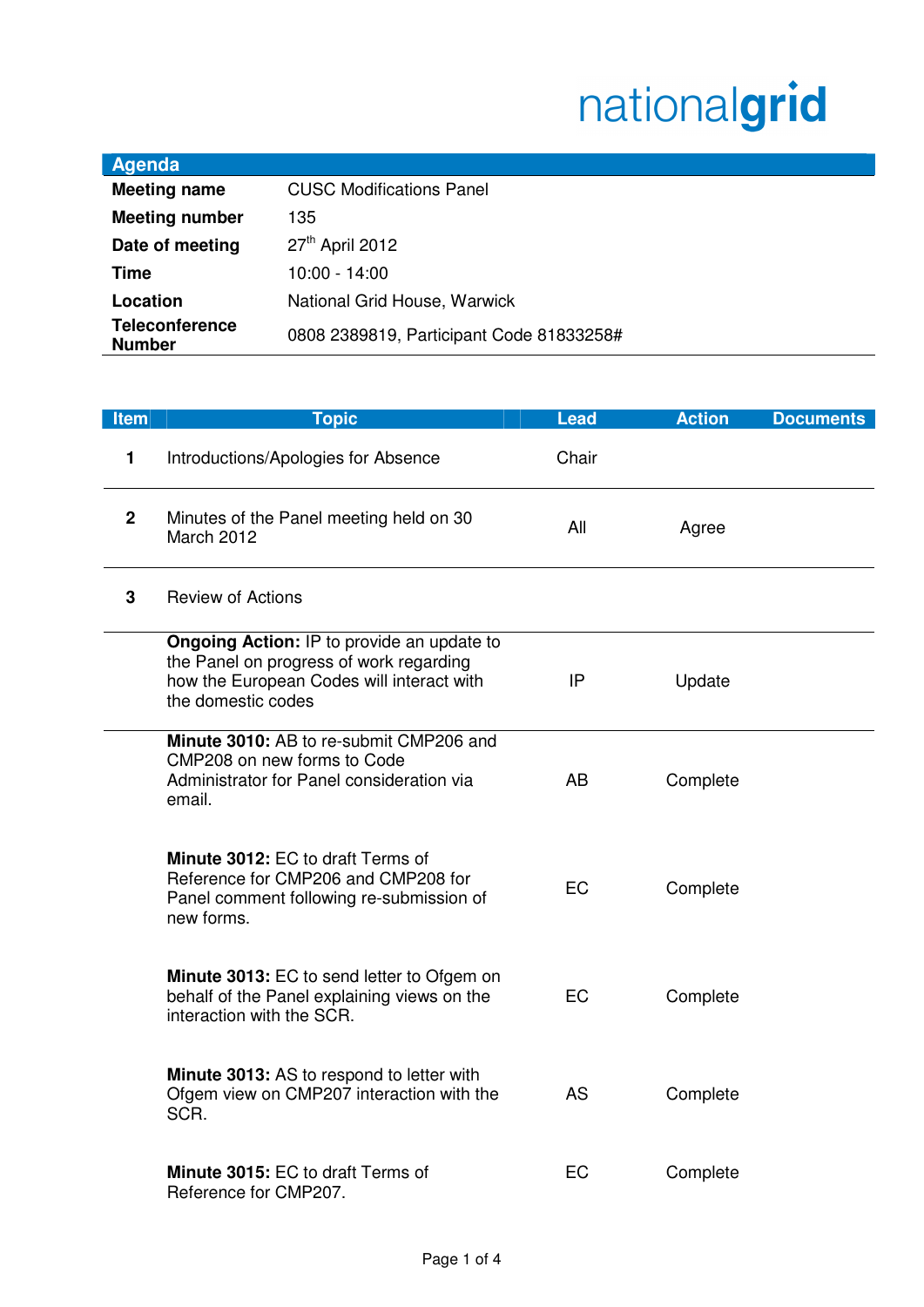nationalgrid

## Agenda

| | |
|---|---|
| **Meeting name** | CUSC Modifications Panel |
| **Meeting number** | 135 |
| **Date of meeting** | 27th April 2012 |
| **Time** | 10:00 - 14:00 |
| **Location** | National Grid House, Warwick |
| **Teleconference Number** | 0808 2389819, Participant Code 81833258# |

| Item | Topic | Lead | Action | Documents |
|---|---|---|---|---|
| 1 | Introductions/Apologies for Absence | Chair | | |
| 2 | Minutes of the Panel meeting held on 30 March 2012 | All | Agree | |
| 3 | Review of Actions | | | |
| | **Ongoing Action:** IP to provide an update to the Panel on progress of work regarding how the European Codes will interact with the domestic codes | IP | Update | |
| | **Minute 3010:** AB to re-submit CMP206 and CMP208 on new forms to Code Administrator for Panel consideration via email. | AB | Complete | |
| | **Minute 3012:** EC to draft Terms of Reference for CMP206 and CMP208 for Panel comment following re-submission of new forms. | EC | Complete | |
| | **Minute 3013:** EC to send letter to Ofgem on behalf of the Panel explaining views on the interaction with the SCR. | EC | Complete | |
| | **Minute 3013:** AS to respond to letter with Ofgem view on CMP207 interaction with the SCR. | AS | Complete | |
| | **Minute 3015:** EC to draft Terms of Reference for CMP207. | EC | Complete | |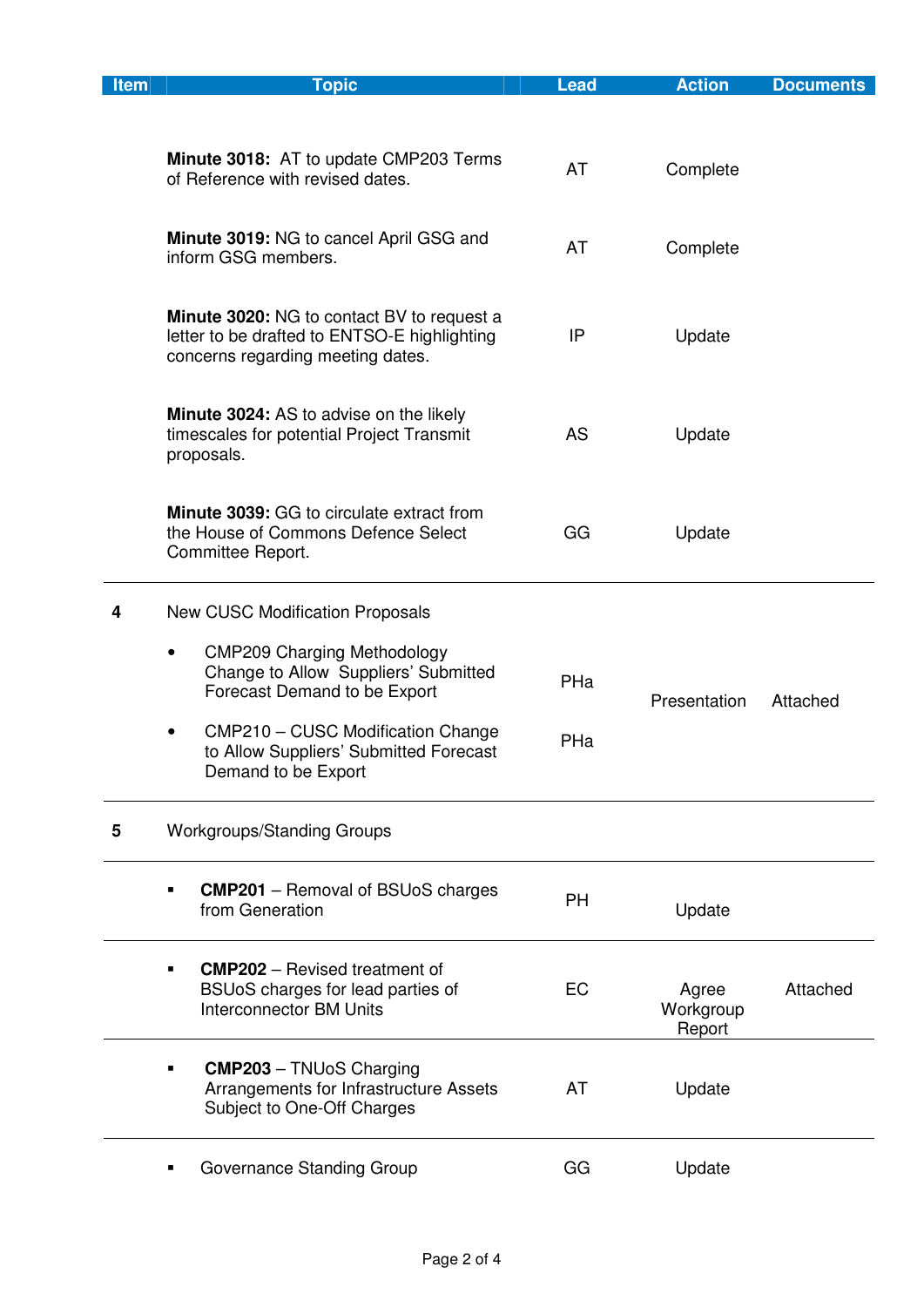| Item | Topic | Lead | Action | Documents |
|---|---|---|---|---|
| | **Minute 3018:** AT to update CMP203 Terms of Reference with revised dates. | AT | Complete | |
| | **Minute 3019:** NG to cancel April GSG and inform GSG members. | AT | Complete | |
| | **Minute 3020:** NG to contact BV to request a letter to be drafted to ENTSO-E highlighting concerns regarding meeting dates. | IP | Update | |
| | **Minute 3024:** AS to advise on the likely timescales for potential Project Transmit proposals. | AS | Update | |
| | **Minute 3039:** GG to circulate extract from the House of Commons Defence Select Committee Report. | GG | Update | |
| 4 | New CUSC Modification Proposals | | | |
| | • CMP209 Charging Methodology Change to Allow Suppliers' Submitted Forecast Demand to be Export | PHa | Presentation | Attached |
| | • CMP210 – CUSC Modification Change to Allow Suppliers' Submitted Forecast Demand to be Export | PHa | | |
| 5 | Workgroups/Standing Groups | | | |
| | ▪ **CMP201** – Removal of BSUoS charges from Generation | PH | Update | |
| | ▪ **CMP202** – Revised treatment of BSUoS charges for lead parties of Interconnector BM Units | EC | Agree Workgroup Report | Attached |
| | ▪ **CMP203** – TNUoS Charging Arrangements for Infrastructure Assets Subject to One-Off Charges | AT | Update | |
| | ▪ Governance Standing Group | GG | Update | |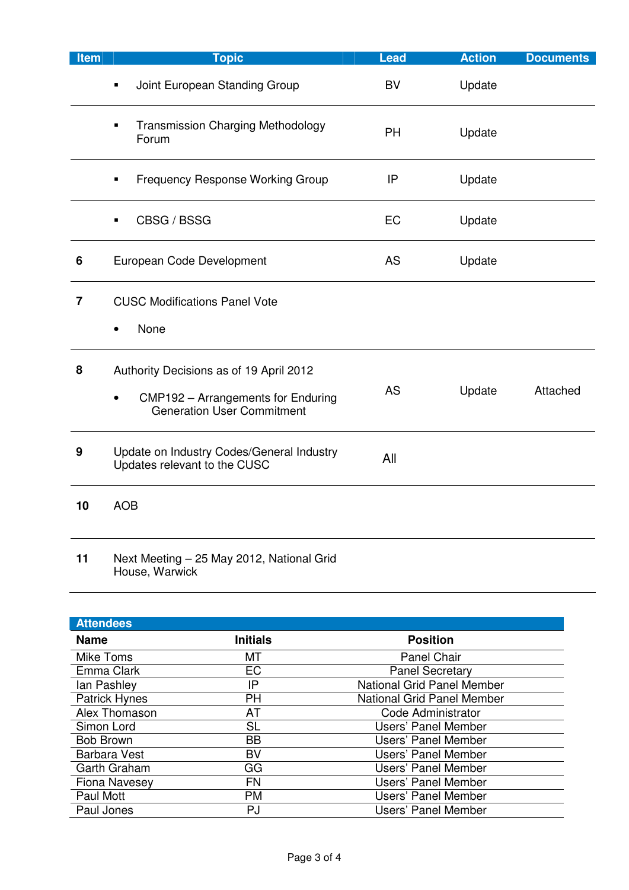| Item | Topic | Lead | Action | Documents |
|---|---|---|---|---|
| | ▪ Joint European Standing Group | BV | Update | |
| | ▪ Transmission Charging Methodology Forum | PH | Update | |
| | ▪ Frequency Response Working Group | IP | Update | |
| | ▪ CBSG / BSSG | EC | Update | |
| **6** | European Code Development | AS | Update | |
| **7** | CUSC Modifications Panel Vote<br>• None | | | |
| **8** | Authority Decisions as of 19 April 2012<br>• CMP192 – Arrangements for Enduring Generation User Commitment | AS | Update | Attached |
| **9** | Update on Industry Codes/General Industry Updates relevant to the CUSC | All | | |
| **10** | AOB | | | |
| **11** | Next Meeting – 25 May 2012, National Grid House, Warwick | | | |

| Attendees | | |
|---|---|---|
| **Name** | **Initials** | **Position** |
| Mike Toms | MT | Panel Chair |
| Emma Clark | EC | Panel Secretary |
| Ian Pashley | IP | National Grid Panel Member |
| Patrick Hynes | PH | National Grid Panel Member |
| Alex Thomason | AT | Code Administrator |
| Simon Lord | SL | Users' Panel Member |
| Bob Brown | BB | Users' Panel Member |
| Barbara Vest | BV | Users' Panel Member |
| Garth Graham | GG | Users' Panel Member |
| Fiona Navesey | FN | Users' Panel Member |
| Paul Mott | PM | Users' Panel Member |
| Paul Jones | PJ | Users' Panel Member |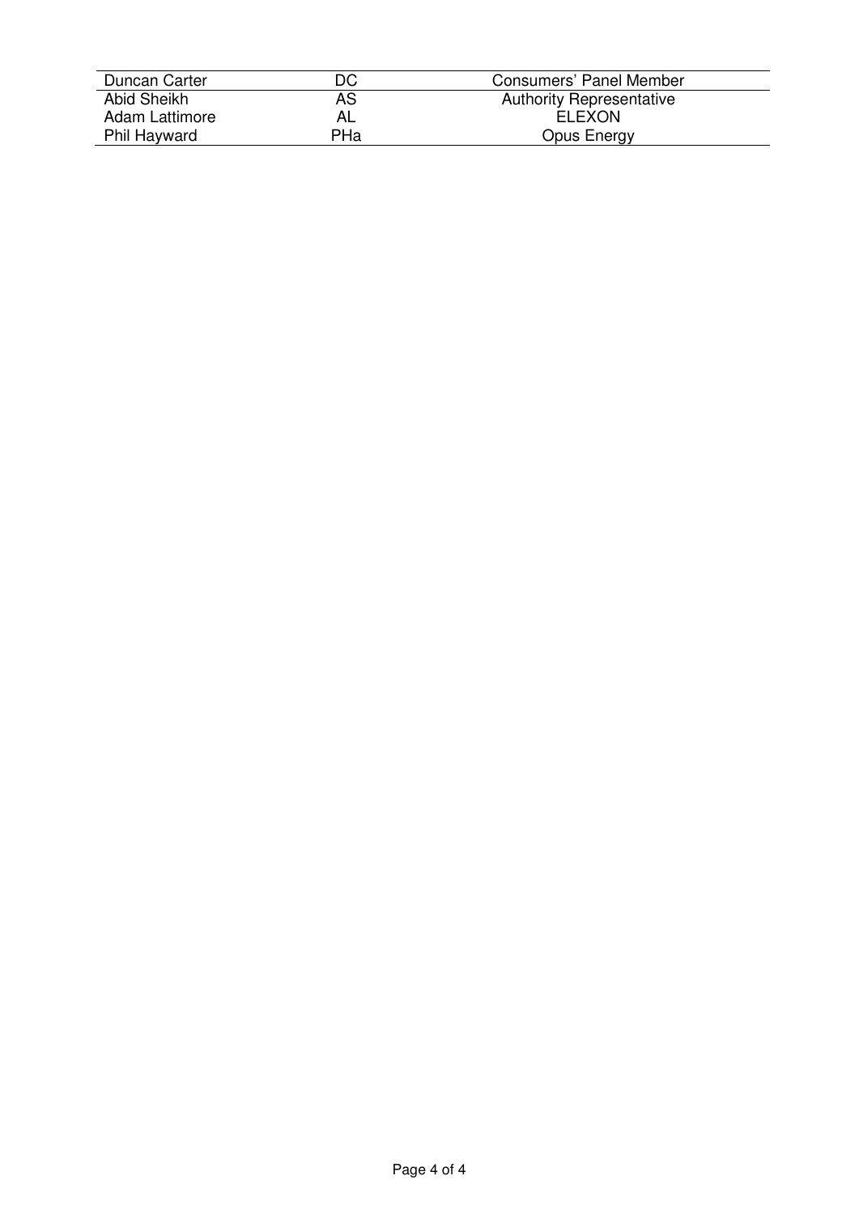| | | |
|---|---|---|
| Duncan Carter | DC | Consumers' Panel Member |
| Abid Sheikh | AS | Authority Representative |
| Adam Lattimore | AL | ELEXON |
| Phil Hayward | PHa | Opus Energy |